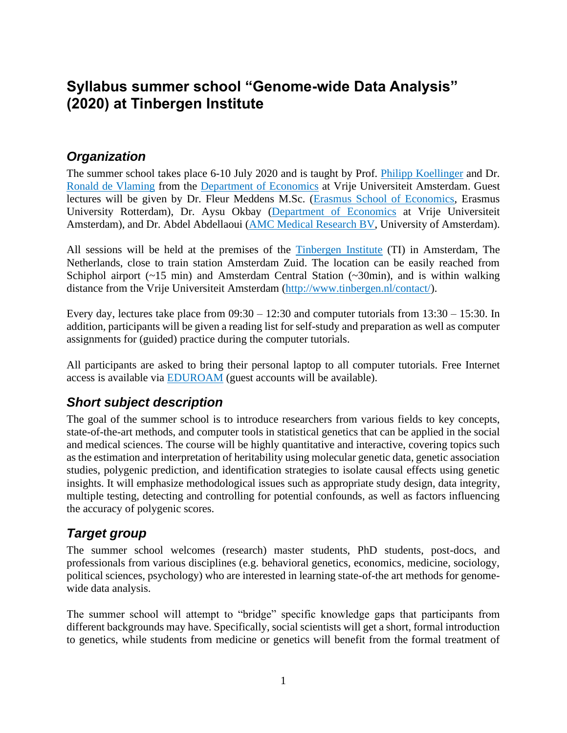# Syllabus summer school "Genome-wide Data Analysis" (2020) at Tinbergen Institute

## *Organization*

The summer school takes place 6-10 July 2020 and is taught by Prof. Philipp Koellinger and Dr. Ronald de Vlaming from the Department of Economics at Vrije Universiteit Amsterdam. Guest lectures will be given by Dr. Fleur Meddens M.Sc. (Erasmus School of Economics, Erasmus University Rotterdam), Dr. Aysu Okbay (Department of Economics at Vrije Universiteit Amsterdam), and Dr. Abdel Abdellaoui (AMC Medical Research BV, University of Amsterdam).

All sessions will be held at the premises of the Tinbergen Institute (TI) in Amsterdam, The Netherlands, close to train station Amsterdam Zuid. The location can be easily reached from Schiphol airport (~15 min) and Amsterdam Central Station (~30min), and is within walking distance from the Vrije Universiteit Amsterdam (http://www.tinbergen.nl/contact/).

Every day, lectures take place from 09:30 – 12:30 and computer tutorials from 13:30 – 15:30. In addition, participants will be given a reading list for self-study and preparation as well as computer assignments for (guided) practice during the computer tutorials.

All participants are asked to bring their personal laptop to all computer tutorials. Free Internet access is available via EDUROAM (guest accounts will be available).

## *Short subject description*

The goal of the summer school is to introduce researchers from various fields to key concepts, state-of-the-art methods, and computer tools in statistical genetics that can be applied in the social and medical sciences. The course will be highly quantitative and interactive, covering topics such as the estimation and interpretation of heritability using molecular genetic data, genetic association studies, polygenic prediction, and identification strategies to isolate causal effects using genetic insights. It will emphasize methodological issues such as appropriate study design, data integrity, multiple testing, detecting and controlling for potential confounds, as well as factors influencing the accuracy of polygenic scores.

## *Target group*

The summer school welcomes (research) master students, PhD students, post-docs, and professionals from various disciplines (e.g. behavioral genetics, economics, medicine, sociology, political sciences, psychology) who are interested in learning state-of-the art methods for genome-wide data analysis.

The summer school will attempt to "bridge" specific knowledge gaps that participants from different backgrounds may have. Specifically, social scientists will get a short, formal introduction to genetics, while students from medicine or genetics will benefit from the formal treatment of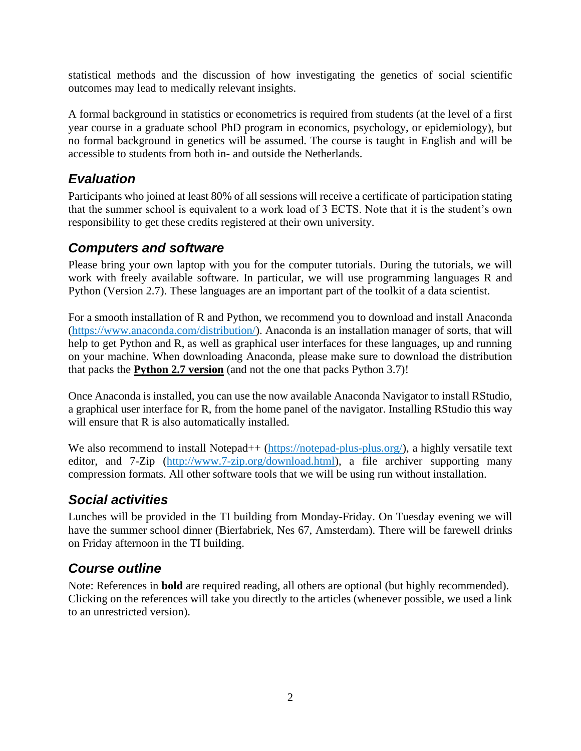statistical methods and the discussion of how investigating the genetics of social scientific outcomes may lead to medically relevant insights.

A formal background in statistics or econometrics is required from students (at the level of a first year course in a graduate school PhD program in economics, psychology, or epidemiology), but no formal background in genetics will be assumed. The course is taught in English and will be accessible to students from both in- and outside the Netherlands.

## *Evaluation*

Participants who joined at least 80% of all sessions will receive a certificate of participation stating that the summer school is equivalent to a work load of 3 ECTS. Note that it is the student's own responsibility to get these credits registered at their own university.

## *Computers and software*

Please bring your own laptop with you for the computer tutorials. During the tutorials, we will work with freely available software. In particular, we will use programming languages R and Python (Version 2.7). These languages are an important part of the toolkit of a data scientist.

For a smooth installation of R and Python, we recommend you to download and install Anaconda ([https://www.anaconda.com/distribution/](https://www.anaconda.com/distribution/)). Anaconda is an installation manager of sorts, that will help to get Python and R, as well as graphical user interfaces for these languages, up and running on your machine. When downloading Anaconda, please make sure to download the distribution that packs the **Python 2.7 version** (and not the one that packs Python 3.7)!

Once Anaconda is installed, you can use the now available Anaconda Navigator to install RStudio, a graphical user interface for R, from the home panel of the navigator. Installing RStudio this way will ensure that R is also automatically installed.

We also recommend to install Notepad++ ([https://notepad-plus-plus.org/](https://notepad-plus-plus.org/)), a highly versatile text editor, and 7-Zip ([http://www.7-zip.org/download.html](http://www.7-zip.org/download.html)), a file archiver supporting many compression formats. All other software tools that we will be using run without installation.

## *Social activities*

Lunches will be provided in the TI building from Monday-Friday. On Tuesday evening we will have the summer school dinner (Bierfabriek, Nes 67, Amsterdam). There will be farewell drinks on Friday afternoon in the TI building.

## *Course outline*

Note: References in **bold** are required reading, all others are optional (but highly recommended). Clicking on the references will take you directly to the articles (whenever possible, we used a link to an unrestricted version).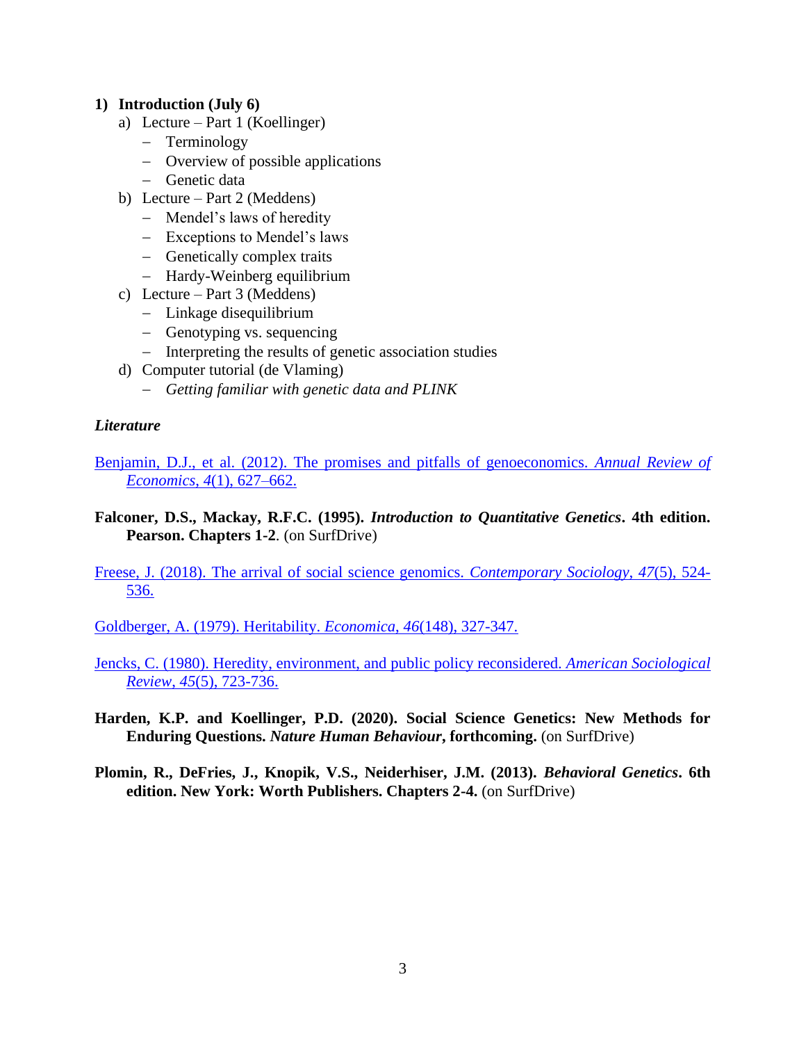**1) Introduction (July 6)**

a) Lecture – Part 1 (Koellinger)
   - Terminology
   - Overview of possible applications
   - Genetic data

b) Lecture – Part 2 (Meddens)
   - Mendel's laws of heredity
   - Exceptions to Mendel's laws
   - Genetically complex traits
   - Hardy-Weinberg equilibrium

c) Lecture – Part 3 (Meddens)
   - Linkage disequilibrium
   - Genotyping vs. sequencing
   - Interpreting the results of genetic association studies

d) Computer tutorial (de Vlaming)
   - *Getting familiar with genetic data and PLINK*

***Literature***

Benjamin, D.J., et al. (2012). The promises and pitfalls of genoeconomics. *Annual Review of Economics*, *4*(1), 627–662.

**Falconer, D.S., Mackay, R.F.C. (1995).** ***Introduction to Quantitative Genetics*****. 4th edition. Pearson. Chapters 1-2**. (on SurfDrive)

Freese, J. (2018). The arrival of social science genomics. *Contemporary Sociology*, *47*(5), 524-536.

Goldberger, A. (1979). Heritability. *Economica*, *46*(148), 327-347.

Jencks, C. (1980). Heredity, environment, and public policy reconsidered. *American Sociological Review*, *45*(5), 723-736.

**Harden, K.P. and Koellinger, P.D. (2020). Social Science Genetics: New Methods for Enduring Questions.** ***Nature Human Behaviour*****, forthcoming.** (on SurfDrive)

**Plomin, R., DeFries, J., Knopik, V.S., Neiderhiser, J.M. (2013).** ***Behavioral Genetics*****. 6th edition. New York: Worth Publishers. Chapters 2-4.** (on SurfDrive)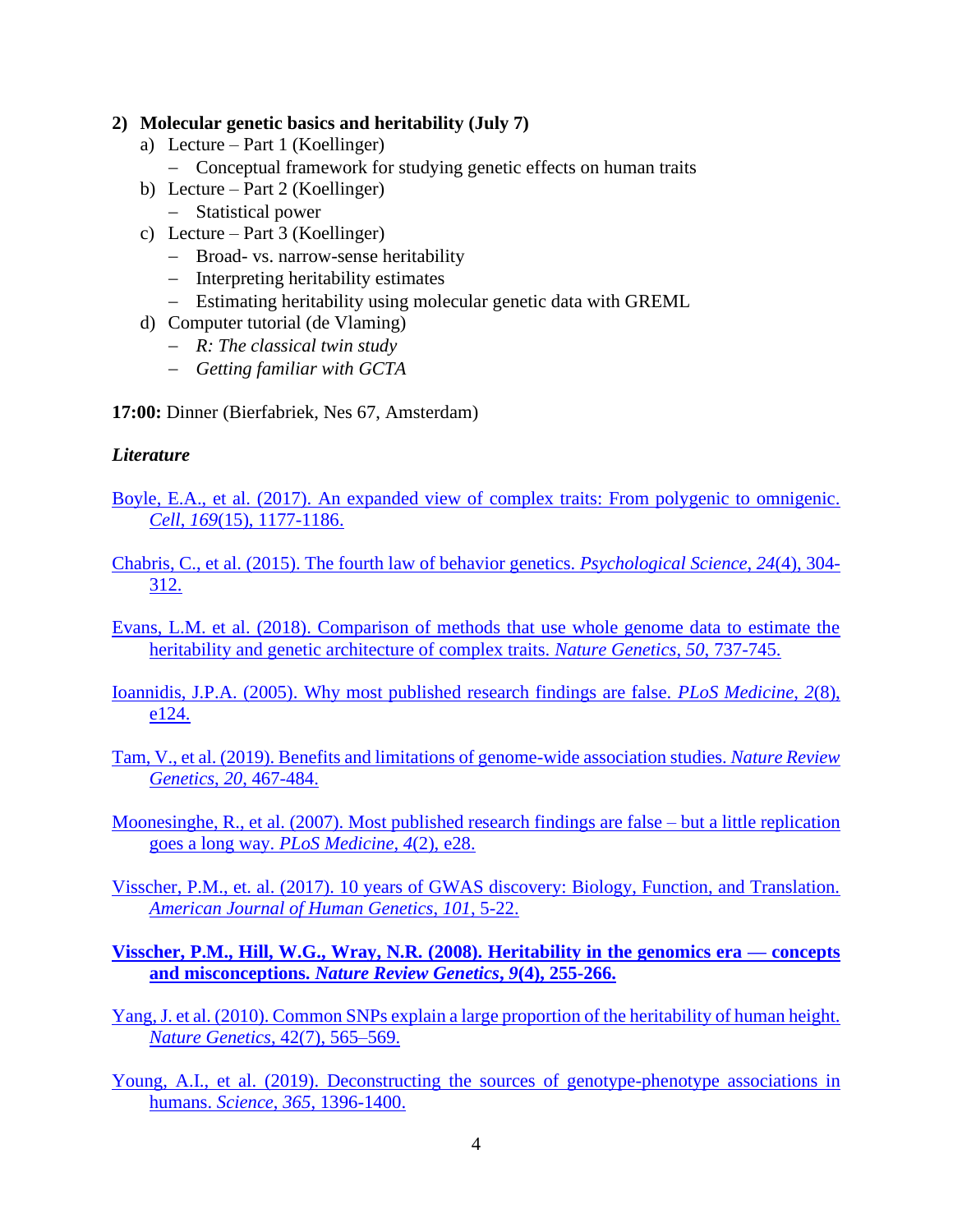**2) Molecular genetic basics and heritability (July 7)**

a) Lecture – Part 1 (Koellinger)
   - Conceptual framework for studying genetic effects on human traits

b) Lecture – Part 2 (Koellinger)
   - Statistical power

c) Lecture – Part 3 (Koellinger)
   - Broad- vs. narrow-sense heritability
   - Interpreting heritability estimates
   - Estimating heritability using molecular genetic data with GREML

d) Computer tutorial (de Vlaming)
   - *R: The classical twin study*
   - *Getting familiar with GCTA*

**17:00:** Dinner (Bierfabriek, Nes 67, Amsterdam)

***Literature***

Boyle, E.A., et al. (2017). An expanded view of complex traits: From polygenic to omnigenic. *Cell, 169*(15), 1177-1186.

Chabris, C., et al. (2015). The fourth law of behavior genetics. *Psychological Science, 24*(4), 304-312.

Evans, L.M. et al. (2018). Comparison of methods that use whole genome data to estimate the heritability and genetic architecture of complex traits. *Nature Genetics, 50*, 737-745.

Ioannidis, J.P.A. (2005). Why most published research findings are false. *PLoS Medicine, 2*(8), e124.

Tam, V., et al. (2019). Benefits and limitations of genome-wide association studies. *Nature Review Genetics, 20*, 467-484.

Moonesinghe, R., et al. (2007). Most published research findings are false – but a little replication goes a long way. *PLoS Medicine, 4*(2), e28.

Visscher, P.M., et. al. (2017). 10 years of GWAS discovery: Biology, Function, and Translation. *American Journal of Human Genetics, 101*, 5-22.

**Visscher, P.M., Hill, W.G., Wray, N.R. (2008). Heritability in the genomics era — concepts and misconceptions. *Nature Review Genetics, 9*(4), 255-266.**

Yang, J. et al. (2010). Common SNPs explain a large proportion of the heritability of human height. *Nature Genetics*, 42(7), 565–569.

Young, A.I., et al. (2019). Deconstructing the sources of genotype-phenotype associations in humans. *Science, 365*, 1396-1400.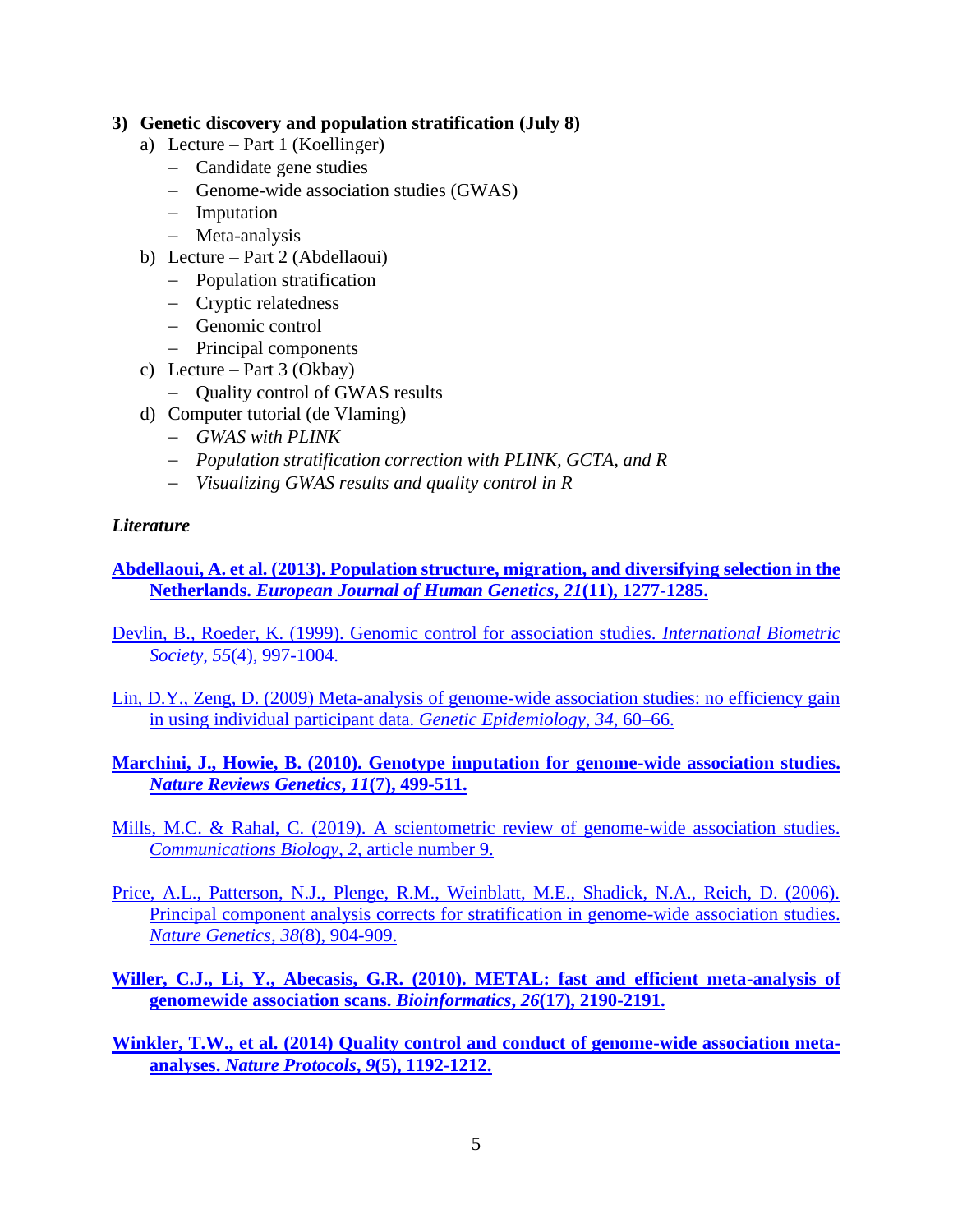**3) Genetic discovery and population stratification (July 8)**

a) Lecture – Part 1 (Koellinger)
   - Candidate gene studies
   - Genome-wide association studies (GWAS)
   - Imputation
   - Meta-analysis

b) Lecture – Part 2 (Abdellaoui)
   - Population stratification
   - Cryptic relatedness
   - Genomic control
   - Principal components

c) Lecture – Part 3 (Okbay)
   - Quality control of GWAS results

d) Computer tutorial (de Vlaming)
   - *GWAS with PLINK*
   - *Population stratification correction with PLINK, GCTA, and R*
   - *Visualizing GWAS results and quality control in R*

***Literature***

**Abdellaoui, A. et al. (2013). Population structure, migration, and diversifying selection in the Netherlands. *European Journal of Human Genetics*, *21*(11), 1277-1285.**

Devlin, B., Roeder, K. (1999). Genomic control for association studies. *International Biometric Society*, *55*(4), 997-1004.

Lin, D.Y., Zeng, D. (2009) Meta-analysis of genome-wide association studies: no efficiency gain in using individual participant data. *Genetic Epidemiology*, *34*, 60–66.

**Marchini, J., Howie, B. (2010). Genotype imputation for genome-wide association studies. *Nature Reviews Genetics*, *11*(7), 499-511.**

Mills, M.C. & Rahal, C. (2019). A scientometric review of genome-wide association studies. *Communications Biology*, *2*, article number 9.

Price, A.L., Patterson, N.J., Plenge, R.M., Weinblatt, M.E., Shadick, N.A., Reich, D. (2006). Principal component analysis corrects for stratification in genome-wide association studies. *Nature Genetics*, *38*(8), 904-909.

**Willer, C.J., Li, Y., Abecasis, G.R. (2010). METAL: fast and efficient meta-analysis of genomewide association scans. *Bioinformatics*, *26*(17), 2190-2191.**

**Winkler, T.W., et al. (2014) Quality control and conduct of genome-wide association meta-analyses. *Nature Protocols*, *9*(5), 1192-1212.**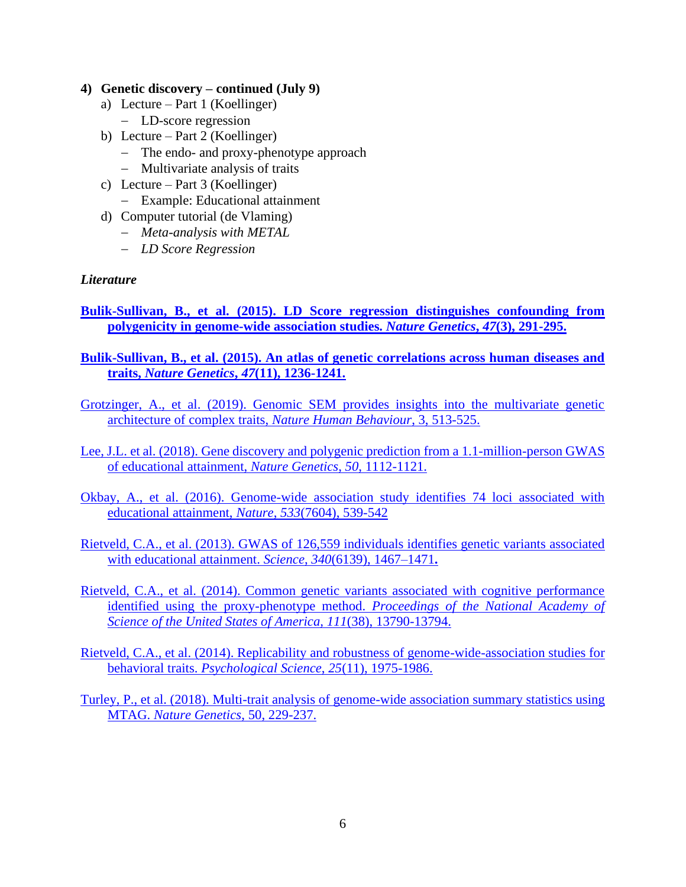**4) Genetic discovery – continued (July 9)**

a) Lecture – Part 1 (Koellinger)
   – LD-score regression
b) Lecture – Part 2 (Koellinger)
   – The endo- and proxy-phenotype approach
   – Multivariate analysis of traits
c) Lecture – Part 3 (Koellinger)
   – Example: Educational attainment
d) Computer tutorial (de Vlaming)
   – *Meta-analysis with METAL*
   – *LD Score Regression*

***Literature***

**Bulik-Sullivan, B., et al. (2015). LD Score regression distinguishes confounding from polygenicity in genome-wide association studies. *Nature Genetics*, *47*(3), 291-295.**

**Bulik-Sullivan, B., et al. (2015). An atlas of genetic correlations across human diseases and traits, *Nature Genetics*, *47*(11), 1236-1241.**

Grotzinger, A., et al. (2019). Genomic SEM provides insights into the multivariate genetic architecture of complex traits, *Nature Human Behaviour*, 3, 513-525.

Lee, J.L. et al. (2018). Gene discovery and polygenic prediction from a 1.1-million-person GWAS of educational attainment, *Nature Genetics*, *50*, 1112-1121.

Okbay, A., et al. (2016). Genome-wide association study identifies 74 loci associated with educational attainment, *Nature*, *533*(7604), 539-542

Rietveld, C.A., et al. (2013). GWAS of 126,559 individuals identifies genetic variants associated with educational attainment. *Science*, *340*(6139), 1467–1471**.**

Rietveld, C.A., et al. (2014). Common genetic variants associated with cognitive performance identified using the proxy-phenotype method. *Proceedings of the National Academy of Science of the United States of America*, *111*(38), 13790-13794.

Rietveld, C.A., et al. (2014). Replicability and robustness of genome-wide-association studies for behavioral traits. *Psychological Science*, *25*(11), 1975-1986.

Turley, P., et al. (2018). Multi-trait analysis of genome-wide association summary statistics using MTAG. *Nature Genetics*, 50, 229-237.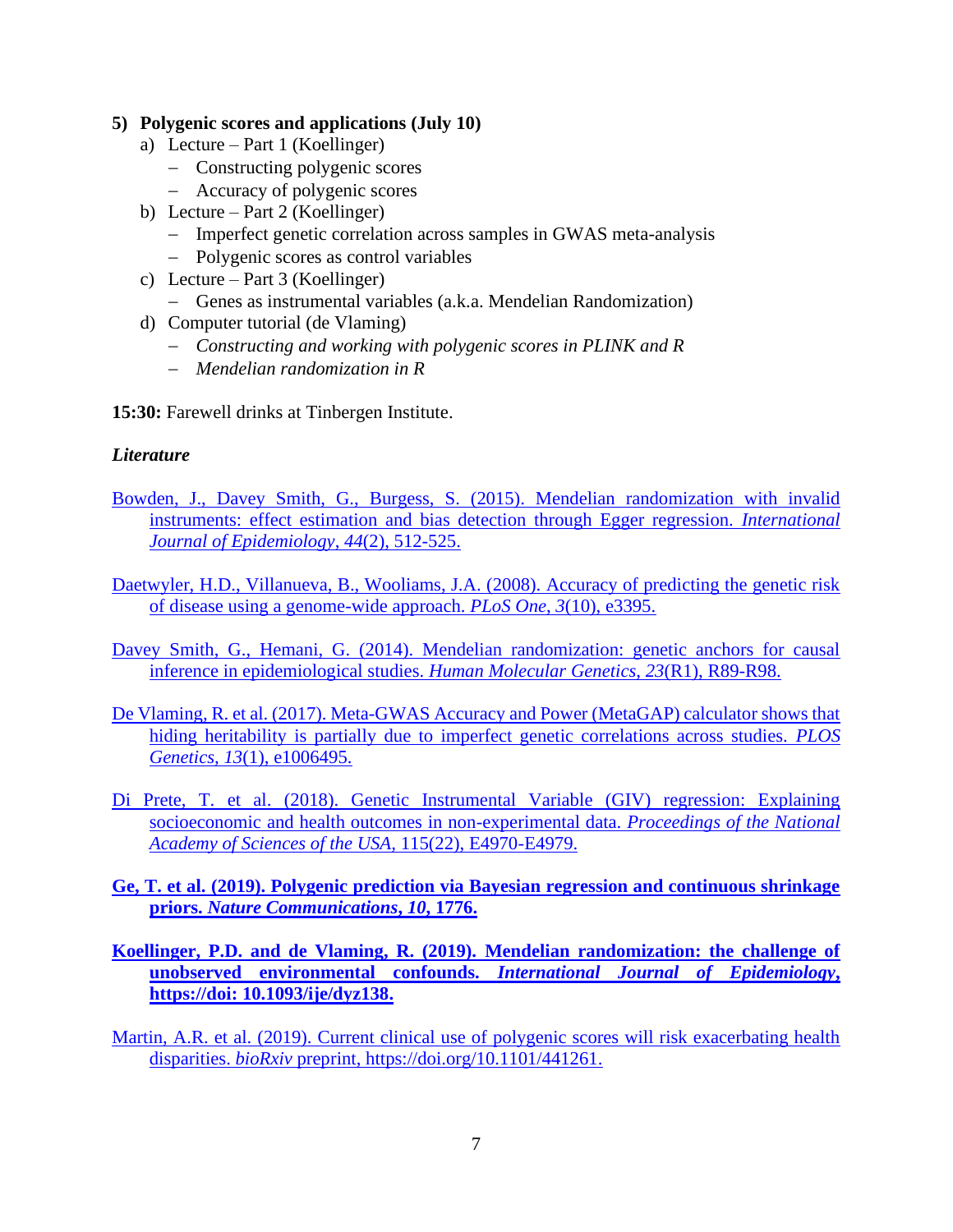**5) Polygenic scores and applications (July 10)**

a) Lecture – Part 1 (Koellinger)
   - Constructing polygenic scores
   - Accuracy of polygenic scores

b) Lecture – Part 2 (Koellinger)
   - Imperfect genetic correlation across samples in GWAS meta-analysis
   - Polygenic scores as control variables

c) Lecture – Part 3 (Koellinger)
   - Genes as instrumental variables (a.k.a. Mendelian Randomization)

d) Computer tutorial (de Vlaming)
   - *Constructing and working with polygenic scores in PLINK and R*
   - *Mendelian randomization in R*

**15:30:** Farewell drinks at Tinbergen Institute.

***Literature***

Bowden, J., Davey Smith, G., Burgess, S. (2015). Mendelian randomization with invalid instruments: effect estimation and bias detection through Egger regression. *International Journal of Epidemiology*, *44*(2), 512-525.

Daetwyler, H.D., Villanueva, B., Wooliams, J.A. (2008). Accuracy of predicting the genetic risk of disease using a genome-wide approach. *PLoS One*, *3*(10), e3395.

Davey Smith, G., Hemani, G. (2014). Mendelian randomization: genetic anchors for causal inference in epidemiological studies. *Human Molecular Genetics*, *23*(R1), R89-R98.

De Vlaming, R. et al. (2017). Meta-GWAS Accuracy and Power (MetaGAP) calculator shows that hiding heritability is partially due to imperfect genetic correlations across studies. *PLOS Genetics*, *13*(1), e1006495.

Di Prete, T. et al. (2018). Genetic Instrumental Variable (GIV) regression: Explaining socioeconomic and health outcomes in non-experimental data. *Proceedings of the National Academy of Sciences of the USA*, 115(22), E4970-E4979.

**Ge, T. et al. (2019). Polygenic prediction via Bayesian regression and continuous shrinkage priors. *Nature Communications*, *10*, 1776.**

**Koellinger, P.D. and de Vlaming, R. (2019). Mendelian randomization: the challenge of unobserved environmental confounds. *International Journal of Epidemiology*, https://doi: 10.1093/ije/dyz138.**

Martin, A.R. et al. (2019). Current clinical use of polygenic scores will risk exacerbating health disparities. *bioRxiv* preprint, https://doi.org/10.1101/441261.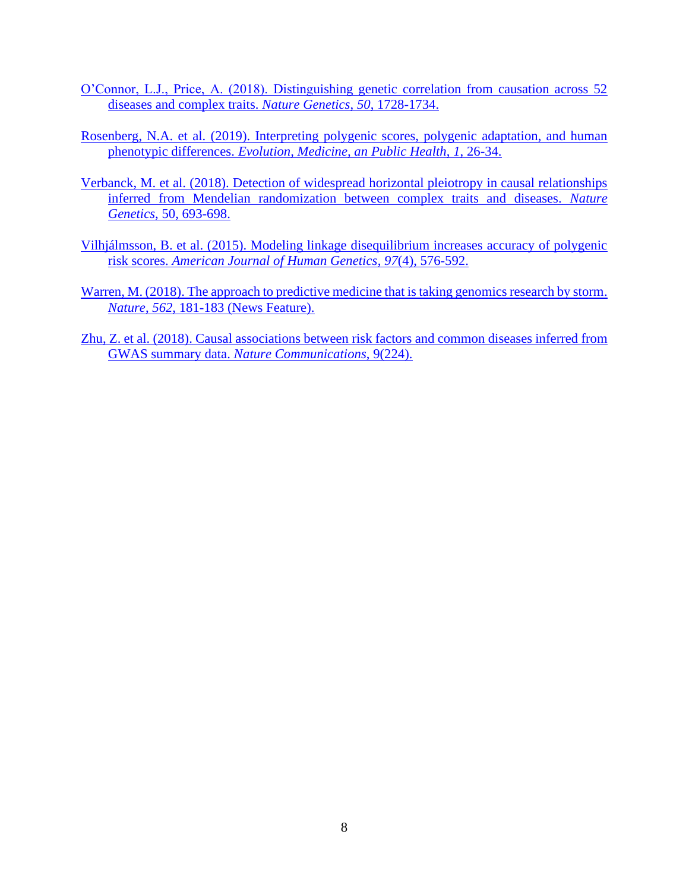O'Connor, L.J., Price, A. (2018). Distinguishing genetic correlation from causation across 52 diseases and complex traits. *Nature Genetics, 50*, 1728-1734.

Rosenberg, N.A. et al. (2019). Interpreting polygenic scores, polygenic adaptation, and human phenotypic differences. *Evolution, Medicine, an Public Health, 1*, 26-34.

Verbanck, M. et al. (2018). Detection of widespread horizontal pleiotropy in causal relationships inferred from Mendelian randomization between complex traits and diseases. *Nature Genetics*, 50, 693-698.

Vilhjálmsson, B. et al. (2015). Modeling linkage disequilibrium increases accuracy of polygenic risk scores. *American Journal of Human Genetics*, *97*(4), 576-592.

Warren, M. (2018). The approach to predictive medicine that is taking genomics research by storm. *Nature, 562*, 181-183 (News Feature).

Zhu, Z. et al. (2018). Causal associations between risk factors and common diseases inferred from GWAS summary data. *Nature Communications*, 9(224).